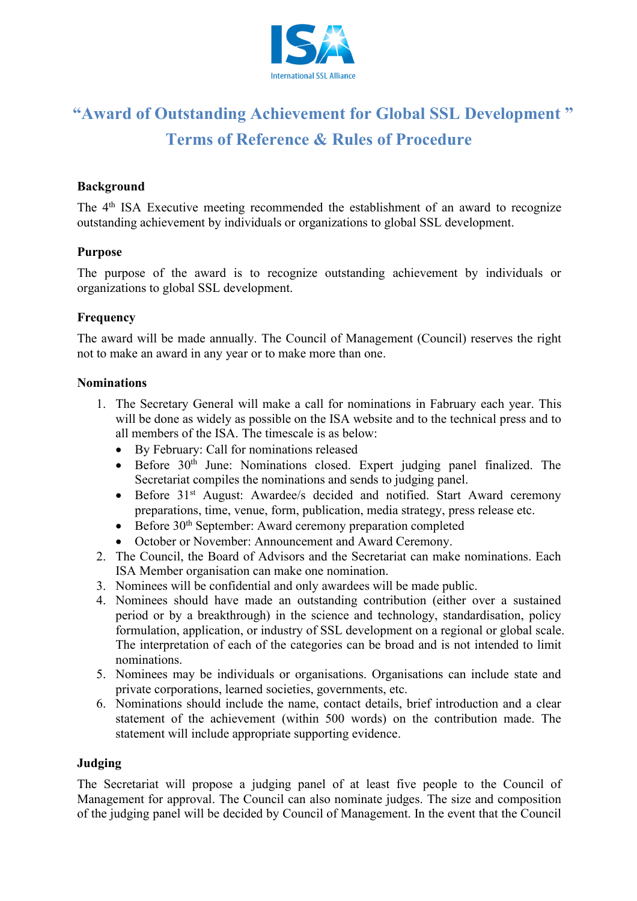# "Award of Outstanding Achievement for Global SSL Development"

# Terms of Reference & Rules of Procedure

### Background

The 4th ISA Executive meeting recommended the establishment of an award to recognize outstanding achievement by individuals or organizations to global SSL development.

### Purpose

The purpose of the award is to recognize outstanding achievement by individuals or organizations to global SSL development.

### Frequency

The award will be made annually. The Council of Management (Council) reserves the right not to make an award in any year or to make more than one.

### Nominations

1. The Secretary General will make a call for nominations in February each year. This will be done as widely as possible on the ISA website and to the technical press and to all members of the ISA. The timescale is as below:
    - By February: Call for nominations released
    - Before 30th June: Nominations closed. Expert judging panel finalized. The Secretariat compiles the nominations and sends to judging panel.
    - Before 31st August: Awardee/s decided and notified. Start Award ceremony preparations, time, venue, form, publication, media strategy, press release etc.
    - Before 30th September: Award ceremony preparation completed
    - October or November: Announcement and Award Ceremony.
2. The Council, the Board of Advisors and the Secretariat can make nominations. Each ISA Member organisation can make one nomination.
3. Nominees will be confidential and only awardees will be made public.
4. Nominees should have made an outstanding contribution (either over a sustained period or by a breakthrough) in the science and technology, standardisation, policy formulation, application, or industry of SSL development on a regional or global scale. The interpretation of each of the categories can be broad and is not intended to limit nominations.
5. Nominees may be individuals or organisations. Organisations can include state and private corporations, learned societies, governments, etc.
6. Nominations should include the name, contact details, brief introduction and a clear statement of the achievement (within 500 words) on the contribution made. The statement will include appropriate supporting evidence.

### Judging

The Secretariat will propose a judging panel of at least five people to the Council of Management for approval. The Council can also nominate judges. The size and composition of the judging panel will be decided by Council of Management. In the event that the Council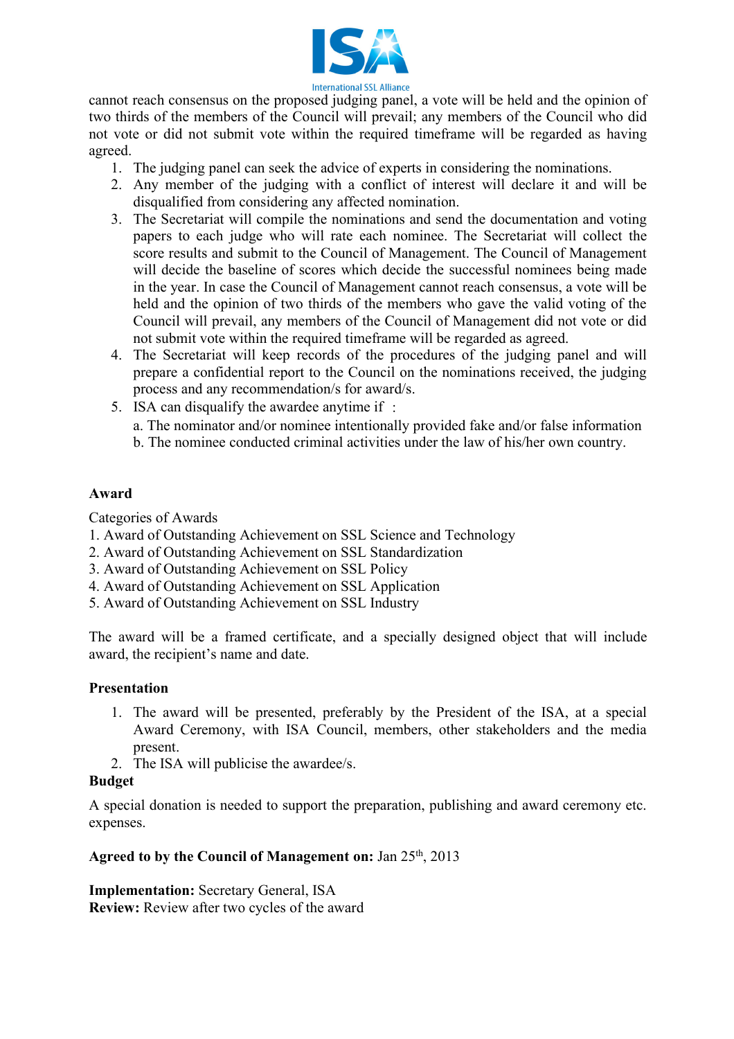cannot reach consensus on the proposed judging panel, a vote will be held and the opinion of two thirds of the members of the Council will prevail; any members of the Council who did not vote or did not submit vote within the required timeframe will be regarded as having agreed.

1. The judging panel can seek the advice of experts in considering the nominations.
2. Any member of the judging with a conflict of interest will declare it and will be disqualified from considering any affected nomination.
3. The Secretariat will compile the nominations and send the documentation and voting papers to each judge who will rate each nominee. The Secretariat will collect the score results and submit to the Council of Management. The Council of Management will decide the baseline of scores which decide the successful nominees being made in the year. In case the Council of Management cannot reach consensus, a vote will be held and the opinion of two thirds of the members who gave the valid voting of the Council will prevail, any members of the Council of Management did not vote or did not submit vote within the required timeframe will be regarded as agreed.
4. The Secretariat will keep records of the procedures of the judging panel and will prepare a confidential report to the Council on the nominations received, the judging process and any recommendation/s for award/s.
5. ISA can disqualify the awardee anytime if ：
   a. The nominator and/or nominee intentionally provided fake and/or false information
   b. The nominee conducted criminal activities under the law of his/her own country.

**Award**

Categories of Awards

1. Award of Outstanding Achievement on SSL Science and Technology
2. Award of Outstanding Achievement on SSL Standardization
3. Award of Outstanding Achievement on SSL Policy
4. Award of Outstanding Achievement on SSL Application
5. Award of Outstanding Achievement on SSL Industry

The award will be a framed certificate, and a specially designed object that will include award, the recipient's name and date.

**Presentation**

1. The award will be presented, preferably by the President of the ISA, at a special Award Ceremony, with ISA Council, members, other stakeholders and the media present.
2. The ISA will publicise the awardee/s.

**Budget**

A special donation is needed to support the preparation, publishing and award ceremony etc. expenses.

**Agreed to by the Council of Management on:** Jan 25th, 2013

**Implementation:** Secretary General, ISA
**Review:** Review after two cycles of the award